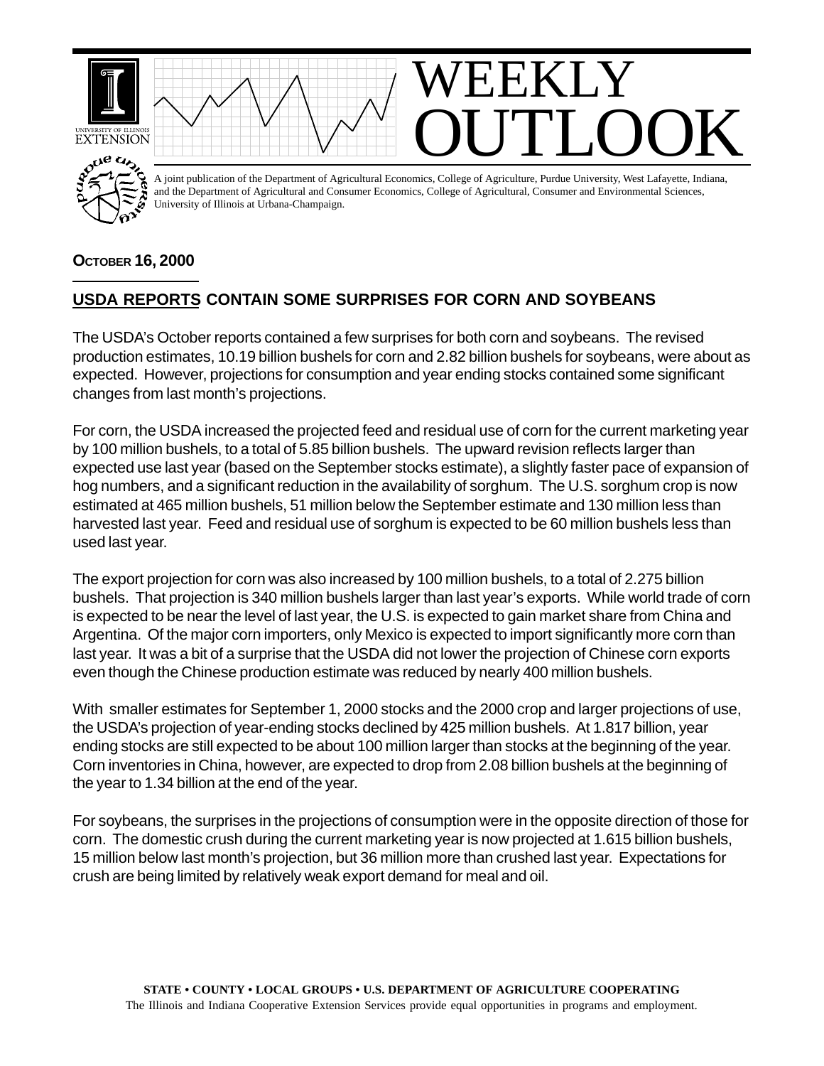# WEEKLY OUTLOOK

A joint publication of the Department of Agricultural Economics, College of Agriculture, Purdue University, West Lafayette, Indiana, and the Department of Agricultural and Consumer Economics, College of Agricultural, Consumer and Environmental Sciences, University of Illinois at Urbana-Champaign.

**OCTOBER 16, 2000**

## USDA REPORTS CONTAIN SOME SURPRISES FOR CORN AND SOYBEANS

The USDA's October reports contained a few surprises for both corn and soybeans. The revised production estimates, 10.19 billion bushels for corn and 2.82 billion bushels for soybeans, were about as expected. However, projections for consumption and year ending stocks contained some significant changes from last month's projections.

For corn, the USDA increased the projected feed and residual use of corn for the current marketing year by 100 million bushels, to a total of 5.85 billion bushels. The upward revision reflects larger than expected use last year (based on the September stocks estimate), a slightly faster pace of expansion of hog numbers, and a significant reduction in the availability of sorghum. The U.S. sorghum crop is now estimated at 465 million bushels, 51 million below the September estimate and 130 million less than harvested last year. Feed and residual use of sorghum is expected to be 60 million bushels less than used last year.

The export projection for corn was also increased by 100 million bushels, to a total of 2.275 billion bushels. That projection is 340 million bushels larger than last year's exports. While world trade of corn is expected to be near the level of last year, the U.S. is expected to gain market share from China and Argentina. Of the major corn importers, only Mexico is expected to import significantly more corn than last year. It was a bit of a surprise that the USDA did not lower the projection of Chinese corn exports even though the Chinese production estimate was reduced by nearly 400 million bushels.

With smaller estimates for September 1, 2000 stocks and the 2000 crop and larger projections of use, the USDA's projection of year-ending stocks declined by 425 million bushels. At 1.817 billion, year ending stocks are still expected to be about 100 million larger than stocks at the beginning of the year. Corn inventories in China, however, are expected to drop from 2.08 billion bushels at the beginning of the year to 1.34 billion at the end of the year.

For soybeans, the surprises in the projections of consumption were in the opposite direction of those for corn. The domestic crush during the current marketing year is now projected at 1.615 billion bushels, 15 million below last month's projection, but 36 million more than crushed last year. Expectations for crush are being limited by relatively weak export demand for meal and oil.

**STATE • COUNTY • LOCAL GROUPS • U.S. DEPARTMENT OF AGRICULTURE COOPERATING**

The Illinois and Indiana Cooperative Extension Services provide equal opportunities in programs and employment.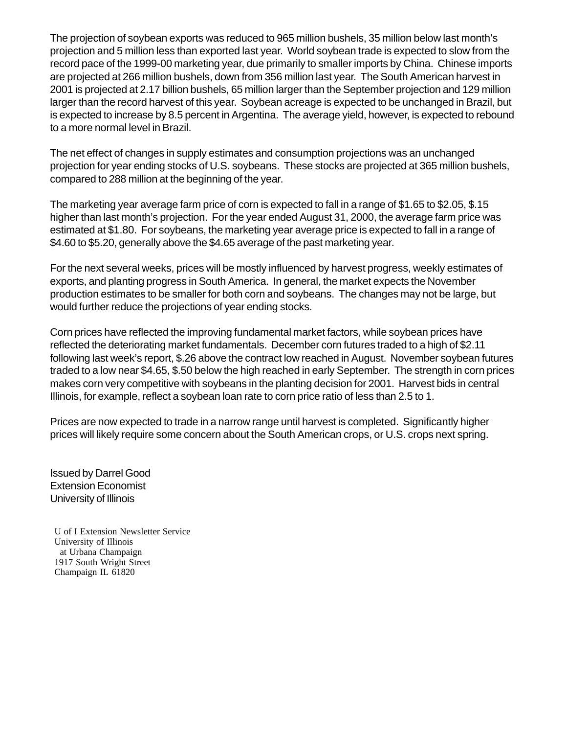The projection of soybean exports was reduced to 965 million bushels, 35 million below last month's projection and 5 million less than exported last year. World soybean trade is expected to slow from the record pace of the 1999-00 marketing year, due primarily to smaller imports by China. Chinese imports are projected at 266 million bushels, down from 356 million last year. The South American harvest in 2001 is projected at 2.17 billion bushels, 65 million larger than the September projection and 129 million larger than the record harvest of this year. Soybean acreage is expected to be unchanged in Brazil, but is expected to increase by 8.5 percent in Argentina. The average yield, however, is expected to rebound to a more normal level in Brazil.

The net effect of changes in supply estimates and consumption projections was an unchanged projection for year ending stocks of U.S. soybeans. These stocks are projected at 365 million bushels, compared to 288 million at the beginning of the year.

The marketing year average farm price of corn is expected to fall in a range of $1.65 to $2.05, $.15 higher than last month's projection. For the year ended August 31, 2000, the average farm price was estimated at $1.80. For soybeans, the marketing year average price is expected to fall in a range of $4.60 to $5.20, generally above the $4.65 average of the past marketing year.

For the next several weeks, prices will be mostly influenced by harvest progress, weekly estimates of exports, and planting progress in South America. In general, the market expects the November production estimates to be smaller for both corn and soybeans. The changes may not be large, but would further reduce the projections of year ending stocks.

Corn prices have reflected the improving fundamental market factors, while soybean prices have reflected the deteriorating market fundamentals. December corn futures traded to a high of $2.11 following last week's report, $.26 above the contract low reached in August. November soybean futures traded to a low near $4.65, $.50 below the high reached in early September. The strength in corn prices makes corn very competitive with soybeans in the planting decision for 2001. Harvest bids in central Illinois, for example, reflect a soybean loan rate to corn price ratio of less than 2.5 to 1.

Prices are now expected to trade in a narrow range until harvest is completed. Significantly higher prices will likely require some concern about the South American crops, or U.S. crops next spring.

Issued by Darrel Good  
Extension Economist  
University of Illinois

U of I Extension Newsletter Service  
University of Illinois  
at Urbana Champaign  
1917 South Wright Street  
Champaign IL 61820